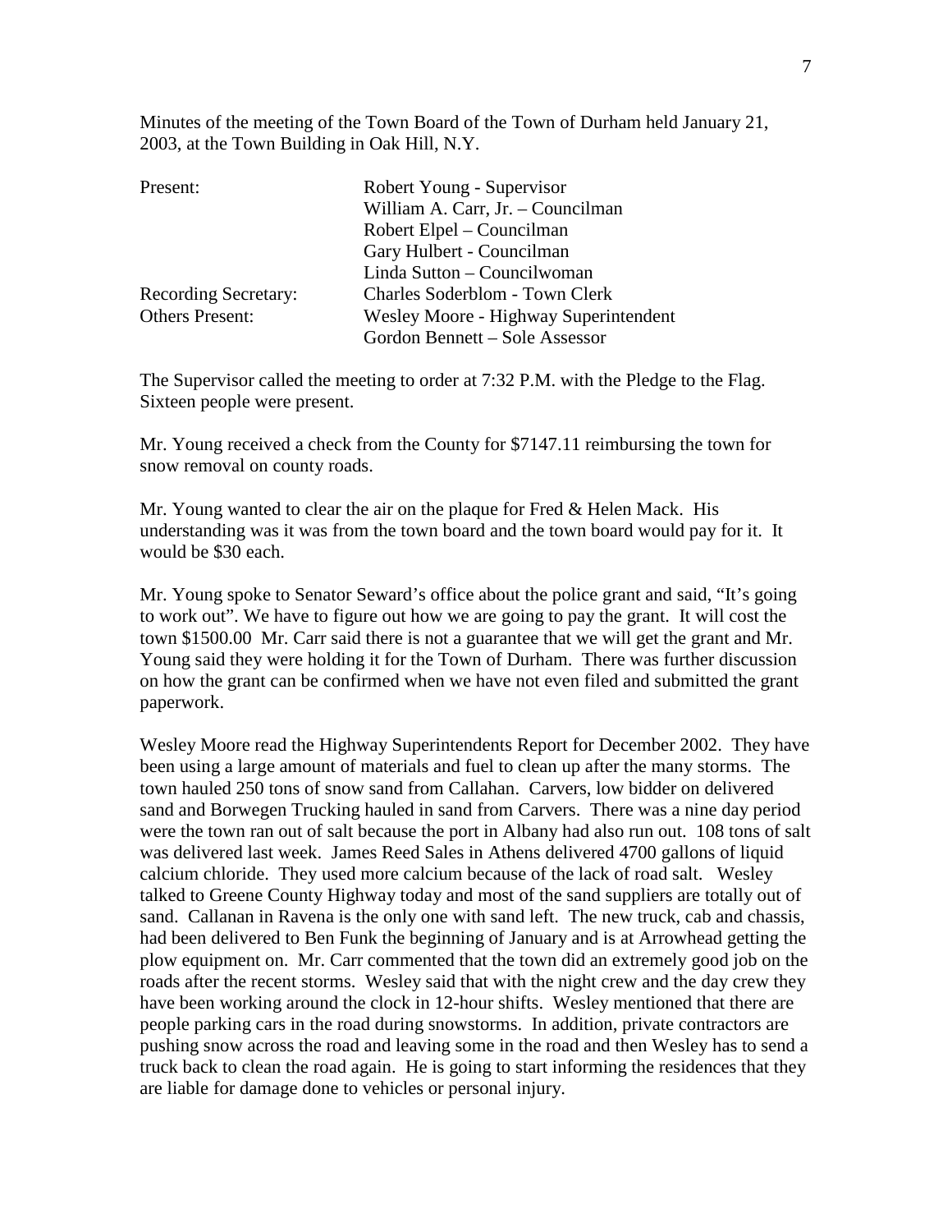Minutes of the meeting of the Town Board of the Town of Durham held January 21, 2003, at the Town Building in Oak Hill, N.Y.

| | |
|---|---|
| Present: | Robert Young - Supervisor |
| | William A. Carr, Jr. – Councilman |
| | Robert Elpel – Councilman |
| | Gary Hulbert - Councilman |
| | Linda Sutton – Councilwoman |
| Recording Secretary: | Charles Soderblom - Town Clerk |
| Others Present: | Wesley Moore - Highway Superintendent |
| | Gordon Bennett – Sole Assessor |

The Supervisor called the meeting to order at 7:32 P.M. with the Pledge to the Flag. Sixteen people were present.

Mr. Young received a check from the County for $7147.11 reimbursing the town for snow removal on county roads.

Mr. Young wanted to clear the air on the plaque for Fred & Helen Mack. His understanding was it was from the town board and the town board would pay for it. It would be $30 each.

Mr. Young spoke to Senator Seward's office about the police grant and said, "It's going to work out". We have to figure out how we are going to pay the grant. It will cost the town $1500.00 Mr. Carr said there is not a guarantee that we will get the grant and Mr. Young said they were holding it for the Town of Durham. There was further discussion on how the grant can be confirmed when we have not even filed and submitted the grant paperwork.

Wesley Moore read the Highway Superintendents Report for December 2002. They have been using a large amount of materials and fuel to clean up after the many storms. The town hauled 250 tons of snow sand from Callahan. Carvers, low bidder on delivered sand and Borwegen Trucking hauled in sand from Carvers. There was a nine day period were the town ran out of salt because the port in Albany had also run out. 108 tons of salt was delivered last week. James Reed Sales in Athens delivered 4700 gallons of liquid calcium chloride. They used more calcium because of the lack of road salt. Wesley talked to Greene County Highway today and most of the sand suppliers are totally out of sand. Callanan in Ravena is the only one with sand left. The new truck, cab and chassis, had been delivered to Ben Funk the beginning of January and is at Arrowhead getting the plow equipment on. Mr. Carr commented that the town did an extremely good job on the roads after the recent storms. Wesley said that with the night crew and the day crew they have been working around the clock in 12-hour shifts. Wesley mentioned that there are people parking cars in the road during snowstorms. In addition, private contractors are pushing snow across the road and leaving some in the road and then Wesley has to send a truck back to clean the road again. He is going to start informing the residences that they are liable for damage done to vehicles or personal injury.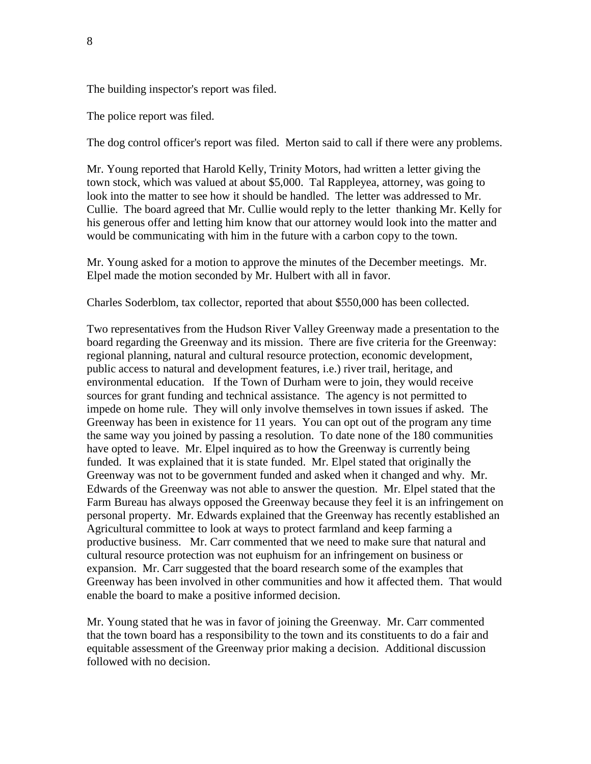The building inspector's report was filed.

The police report was filed.

The dog control officer's report was filed. Merton said to call if there were any problems.

Mr. Young reported that Harold Kelly, Trinity Motors, had written a letter giving the town stock, which was valued at about $5,000. Tal Rappleyea, attorney, was going to look into the matter to see how it should be handled. The letter was addressed to Mr. Cullie. The board agreed that Mr. Cullie would reply to the letter thanking Mr. Kelly for his generous offer and letting him know that our attorney would look into the matter and would be communicating with him in the future with a carbon copy to the town.

Mr. Young asked for a motion to approve the minutes of the December meetings. Mr. Elpel made the motion seconded by Mr. Hulbert with all in favor.

Charles Soderblom, tax collector, reported that about $550,000 has been collected.

Two representatives from the Hudson River Valley Greenway made a presentation to the board regarding the Greenway and its mission. There are five criteria for the Greenway: regional planning, natural and cultural resource protection, economic development, public access to natural and development features, i.e.) river trail, heritage, and environmental education. If the Town of Durham were to join, they would receive sources for grant funding and technical assistance. The agency is not permitted to impede on home rule. They will only involve themselves in town issues if asked. The Greenway has been in existence for 11 years. You can opt out of the program any time the same way you joined by passing a resolution. To date none of the 180 communities have opted to leave. Mr. Elpel inquired as to how the Greenway is currently being funded. It was explained that it is state funded. Mr. Elpel stated that originally the Greenway was not to be government funded and asked when it changed and why. Mr. Edwards of the Greenway was not able to answer the question. Mr. Elpel stated that the Farm Bureau has always opposed the Greenway because they feel it is an infringement on personal property. Mr. Edwards explained that the Greenway has recently established an Agricultural committee to look at ways to protect farmland and keep farming a productive business. Mr. Carr commented that we need to make sure that natural and cultural resource protection was not euphuism for an infringement on business or expansion. Mr. Carr suggested that the board research some of the examples that Greenway has been involved in other communities and how it affected them. That would enable the board to make a positive informed decision.

Mr. Young stated that he was in favor of joining the Greenway. Mr. Carr commented that the town board has a responsibility to the town and its constituents to do a fair and equitable assessment of the Greenway prior making a decision. Additional discussion followed with no decision.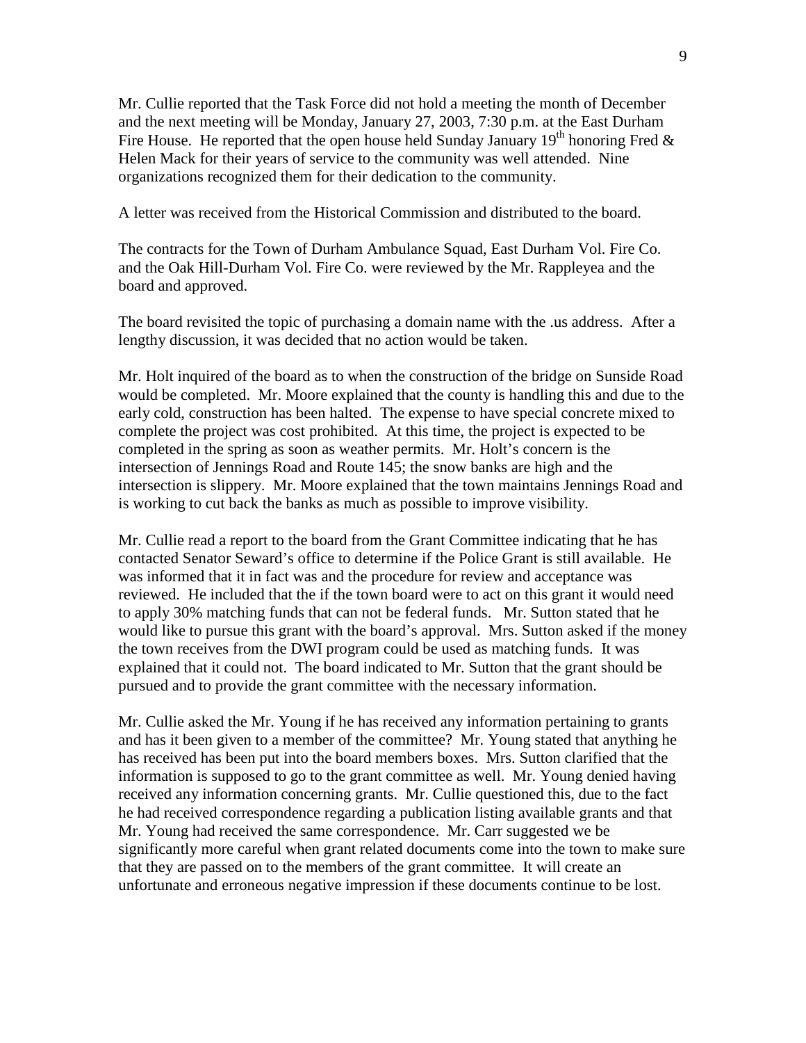Mr. Cullie reported that the Task Force did not hold a meeting the month of December and the next meeting will be Monday, January 27, 2003, 7:30 p.m. at the East Durham Fire House. He reported that the open house held Sunday January 19th honoring Fred & Helen Mack for their years of service to the community was well attended. Nine organizations recognized them for their dedication to the community.

A letter was received from the Historical Commission and distributed to the board.

The contracts for the Town of Durham Ambulance Squad, East Durham Vol. Fire Co. and the Oak Hill-Durham Vol. Fire Co. were reviewed by the Mr. Rappleyea and the board and approved.

The board revisited the topic of purchasing a domain name with the .us address. After a lengthy discussion, it was decided that no action would be taken.

Mr. Holt inquired of the board as to when the construction of the bridge on Sunside Road would be completed. Mr. Moore explained that the county is handling this and due to the early cold, construction has been halted. The expense to have special concrete mixed to complete the project was cost prohibited. At this time, the project is expected to be completed in the spring as soon as weather permits. Mr. Holt's concern is the intersection of Jennings Road and Route 145; the snow banks are high and the intersection is slippery. Mr. Moore explained that the town maintains Jennings Road and is working to cut back the banks as much as possible to improve visibility.

Mr. Cullie read a report to the board from the Grant Committee indicating that he has contacted Senator Seward's office to determine if the Police Grant is still available. He was informed that it in fact was and the procedure for review and acceptance was reviewed. He included that the if the town board were to act on this grant it would need to apply 30% matching funds that can not be federal funds. Mr. Sutton stated that he would like to pursue this grant with the board's approval. Mrs. Sutton asked if the money the town receives from the DWI program could be used as matching funds. It was explained that it could not. The board indicated to Mr. Sutton that the grant should be pursued and to provide the grant committee with the necessary information.

Mr. Cullie asked the Mr. Young if he has received any information pertaining to grants and has it been given to a member of the committee? Mr. Young stated that anything he has received has been put into the board members boxes. Mrs. Sutton clarified that the information is supposed to go to the grant committee as well. Mr. Young denied having received any information concerning grants. Mr. Cullie questioned this, due to the fact he had received correspondence regarding a publication listing available grants and that Mr. Young had received the same correspondence. Mr. Carr suggested we be significantly more careful when grant related documents come into the town to make sure that they are passed on to the members of the grant committee. It will create an unfortunate and erroneous negative impression if these documents continue to be lost.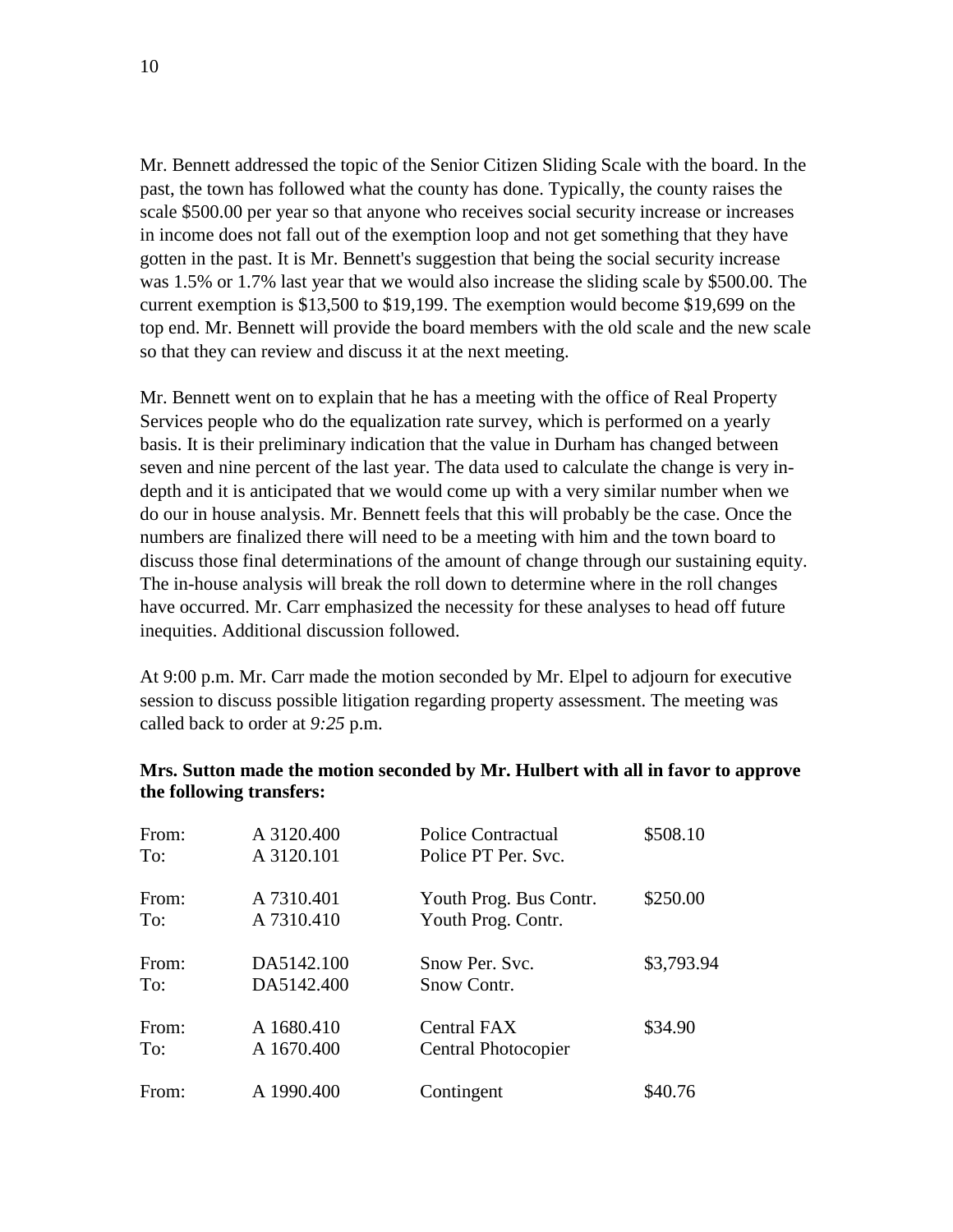Mr. Bennett addressed the topic of the Senior Citizen Sliding Scale with the board. In the past, the town has followed what the county has done. Typically, the county raises the scale $500.00 per year so that anyone who receives social security increase or increases in income does not fall out of the exemption loop and not get something that they have gotten in the past. It is Mr. Bennett's suggestion that being the social security increase was 1.5% or 1.7% last year that we would also increase the sliding scale by $500.00. The current exemption is $13,500 to $19,199. The exemption would become $19,699 on the top end. Mr. Bennett will provide the board members with the old scale and the new scale so that they can review and discuss it at the next meeting.

Mr. Bennett went on to explain that he has a meeting with the office of Real Property Services people who do the equalization rate survey, which is performed on a yearly basis. It is their preliminary indication that the value in Durham has changed between seven and nine percent of the last year. The data used to calculate the change is very in-depth and it is anticipated that we would come up with a very similar number when we do our in house analysis. Mr. Bennett feels that this will probably be the case. Once the numbers are finalized there will need to be a meeting with him and the town board to discuss those final determinations of the amount of change through our sustaining equity. The in-house analysis will break the roll down to determine where in the roll changes have occurred. Mr. Carr emphasized the necessity for these analyses to head off future inequities. Additional discussion followed.

At 9:00 p.m. Mr. Carr made the motion seconded by Mr. Elpel to adjourn for executive session to discuss possible litigation regarding property assessment. The meeting was called back to order at *9:25* p.m.

**Mrs. Sutton made the motion seconded by Mr. Hulbert with all in favor to approve the following transfers:**

| | | | |
|---|---|---|---|
| From: | A 3120.400 | Police Contractual | $508.10 |
| To: | A 3120.101 | Police PT Per. Svc. | |
| From: | A 7310.401 | Youth Prog. Bus Contr. | $250.00 |
| To: | A 7310.410 | Youth Prog. Contr. | |
| From: | DA5142.100 | Snow Per. Svc. | $3,793.94 |
| To: | DA5142.400 | Snow Contr. | |
| From: | A 1680.410 | Central FAX | $34.90 |
| To: | A 1670.400 | Central Photocopier | |
| From: | A 1990.400 | Contingent | $40.76 |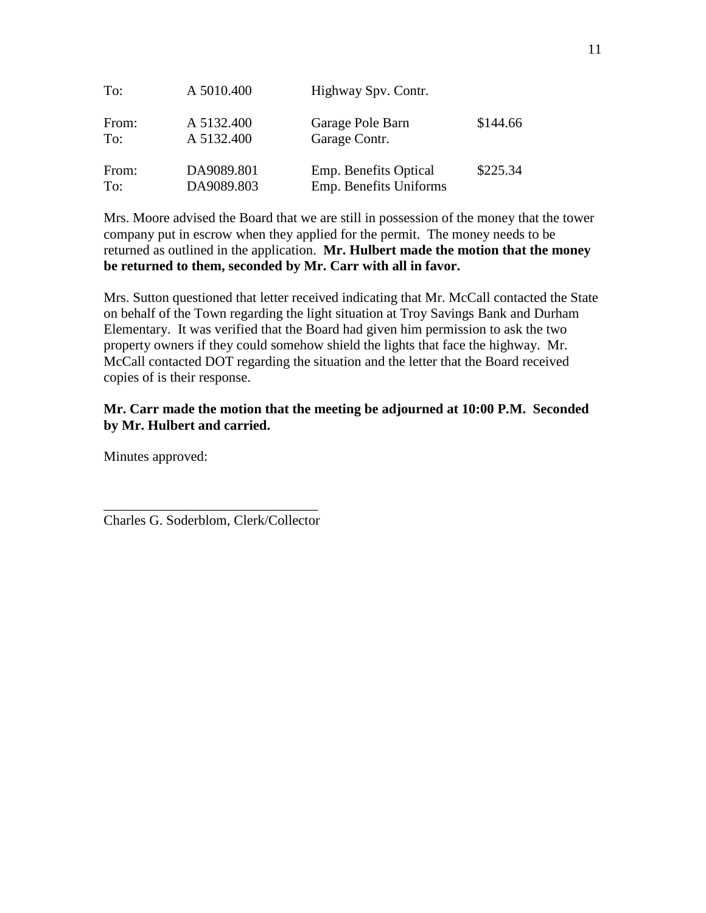| | | | |
|---|---|---|---|
| To: | A 5010.400 | Highway Spv. Contr. | |
| From: | A 5132.400 | Garage Pole Barn | $144.66 |
| To: | A 5132.400 | Garage Contr. | |
| From: | DA9089.801 | Emp. Benefits Optical | $225.34 |
| To: | DA9089.803 | Emp. Benefits Uniforms | |

Mrs. Moore advised the Board that we are still in possession of the money that the tower company put in escrow when they applied for the permit. The money needs to be returned as outlined in the application. **Mr. Hulbert made the motion that the money be returned to them, seconded by Mr. Carr with all in favor.**

Mrs. Sutton questioned that letter received indicating that Mr. McCall contacted the State on behalf of the Town regarding the light situation at Troy Savings Bank and Durham Elementary. It was verified that the Board had given him permission to ask the two property owners if they could somehow shield the lights that face the highway. Mr. McCall contacted DOT regarding the situation and the letter that the Board received copies of is their response.

**Mr. Carr made the motion that the meeting be adjourned at 10:00 P.M. Seconded by Mr. Hulbert and carried.**

Minutes approved:

_______________________________
Charles G. Soderblom, Clerk/Collector